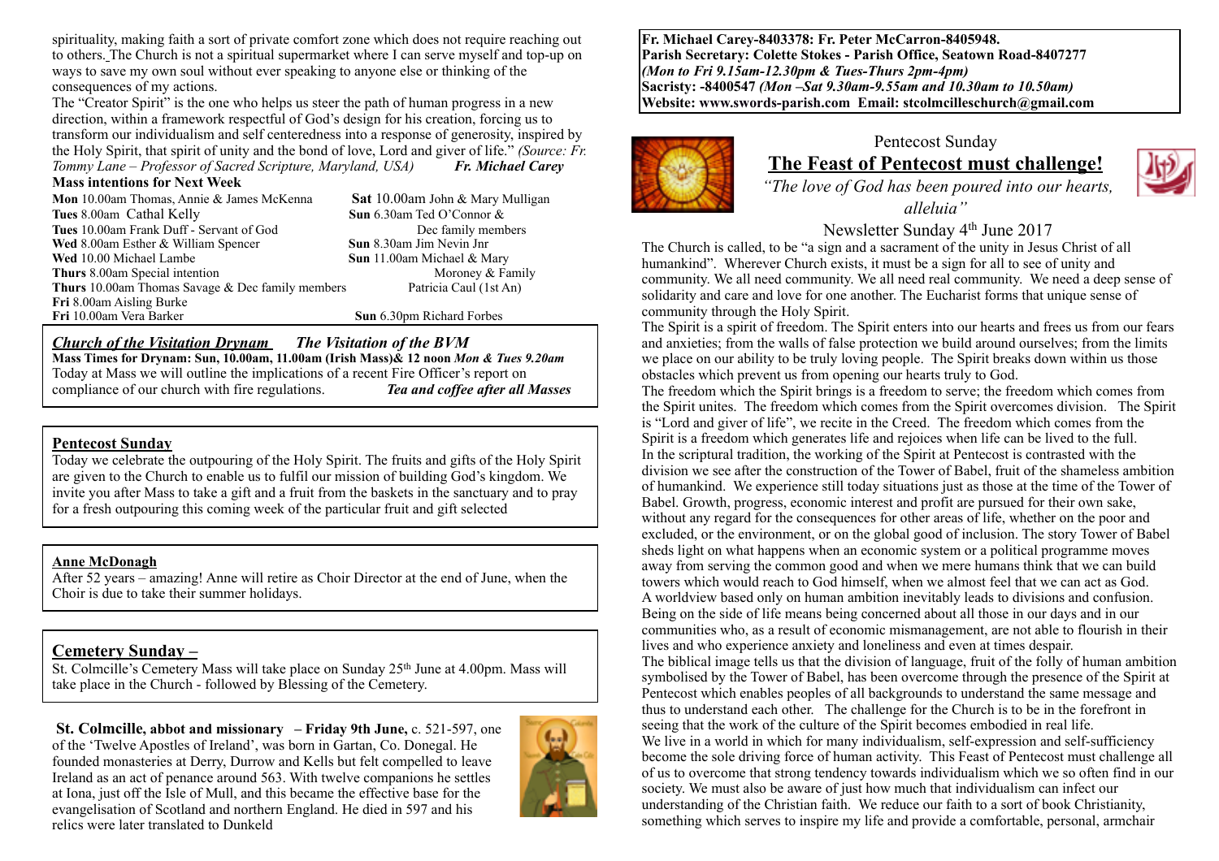spirituality, making faith a sort of private comfort zone which does not require reaching out to others. The Church is not a spiritual supermarket where I can serve myself and top-up on ways to save my own soul without ever speaking to anyone else or thinking of the consequences of my actions.

The "Creator Spirit" is the one who helps us steer the path of human progress in a new direction, within a framework respectful of God's design for his creation, forcing us to transform our individualism and self centeredness into a response of generosity, inspired by the Holy Spirit, that spirit of unity and the bond of love, Lord and giver of life." *(Source: Fr. Tommy Lane – Professor of Sacred Scripture, Maryland, USA)* ***Fr. Michael Carey***

**Mass intentions for Next Week**

**Mon** 10.00am Thomas, Annie & James McKenna
**Tues** 8.00am Cathal Kelly
**Tues** 10.00am Frank Duff - Servant of God
**Wed** 8.00am Esther & William Spencer
**Wed** 10.00 Michael Lambe
**Thurs** 8.00am Special intention
**Thurs** 10.00am Thomas Savage & Dec family members
**Fri** 8.00am Aisling Burke
**Fri** 10.00am Vera Barker
**Sat** 10.00am John & Mary Mulligan
**Sun** 6.30am Ted O'Connor & Dec family members
**Sun** 8.30am Jim Nevin Jnr
**Sun** 11.00am Michael & Mary Moroney & Family
Patricia Caul (1st An)
**Sun** 6.30pm Richard Forbes

***Church of the Visitation Drynam*** ***The Visitation of the BVM***

**Mass Times for Drynam: Sun, 10.00am, 11.00am (Irish Mass)& 12 noon *Mon & Tues 9.20am***

Today at Mass we will outline the implications of a recent Fire Officer's report on compliance of our church with fire regulations. ***Tea and coffee after all Masses***

**Pentecost Sunday**

Today we celebrate the outpouring of the Holy Spirit. The fruits and gifts of the Holy Spirit are given to the Church to enable us to fulfil our mission of building God's kingdom. We invite you after Mass to take a gift and a fruit from the baskets in the sanctuary and to pray for a fresh outpouring this coming week of the particular fruit and gift selected

**Anne McDonagh**

After 52 years – amazing! Anne will retire as Choir Director at the end of June, when the Choir is due to take their summer holidays.

**Cemetery Sunday –**

St. Colmcille's Cemetery Mass will take place on Sunday 25th June at 4.00pm. Mass will take place in the Church - followed by Blessing of the Cemetery.

**St. Colmcille, abbot and missionary – Friday 9th June,** c. 521-597, one of the 'Twelve Apostles of Ireland', was born in Gartan, Co. Donegal. He founded monasteries at Derry, Durrow and Kells but felt compelled to leave Ireland as an act of penance around 563. With twelve companions he settles at Iona, just off the Isle of Mull, and this became the effective base for the evangelisation of Scotland and northern England. He died in 597 and his relics were later translated to Dunkeld

**Fr. Michael Carey-8403378: Fr. Peter McCarron-8405948.**
**Parish Secretary: Colette Stokes - Parish Office, Seatown Road-8407277**
***(Mon to Fri 9.15am-12.30pm & Tues-Thurs 2pm-4pm)***
**Sacristy: -8400547 *(Mon –Sat 9.30am-9.55am and 10.30am to 10.50am)***
**Website: www.swords-parish.com Email: stcolmcilleschurch@gmail.com**

Pentecost Sunday

## The Feast of Pentecost must challenge!

*"The love of God has been poured into our hearts, alleluia"*

Newsletter Sunday 4th June 2017

The Church is called, to be "a sign and a sacrament of the unity in Jesus Christ of all humankind". Wherever Church exists, it must be a sign for all to see of unity and community. We all need community. We all need real community. We need a deep sense of solidarity and care and love for one another. The Eucharist forms that unique sense of community through the Holy Spirit.

The Spirit is a spirit of freedom. The Spirit enters into our hearts and frees us from our fears and anxieties; from the walls of false protection we build around ourselves; from the limits we place on our ability to be truly loving people. The Spirit breaks down within us those obstacles which prevent us from opening our hearts truly to God.

The freedom which the Spirit brings is a freedom to serve; the freedom which comes from the Spirit unites. The freedom which comes from the Spirit overcomes division. The Spirit is "Lord and giver of life", we recite in the Creed. The freedom which comes from the Spirit is a freedom which generates life and rejoices when life can be lived to the full.

In the scriptural tradition, the working of the Spirit at Pentecost is contrasted with the division we see after the construction of the Tower of Babel, fruit of the shameless ambition of humankind. We experience still today situations just as those at the time of the Tower of Babel. Growth, progress, economic interest and profit are pursued for their own sake, without any regard for the consequences for other areas of life, whether on the poor and excluded, or the environment, or on the global good of inclusion. The story Tower of Babel sheds light on what happens when an economic system or a political programme moves away from serving the common good and when we mere humans think that we can build towers which would reach to God himself, when we almost feel that we can act as God.

A worldview based only on human ambition inevitably leads to divisions and confusion. Being on the side of life means being concerned about all those in our days and in our communities who, as a result of economic mismanagement, are not able to flourish in their lives and who experience anxiety and loneliness and even at times despair.

The biblical image tells us that the division of language, fruit of the folly of human ambition symbolised by the Tower of Babel, has been overcome through the presence of the Spirit at Pentecost which enables peoples of all backgrounds to understand the same message and thus to understand each other. The challenge for the Church is to be in the forefront in seeing that the work of the culture of the Spirit becomes embodied in real life.

We live in a world in which for many individualism, self-expression and self-sufficiency become the sole driving force of human activity. This Feast of Pentecost must challenge all of us to overcome that strong tendency towards individualism which we so often find in our society. We must also be aware of just how much that individualism can infect our understanding of the Christian faith. We reduce our faith to a sort of book Christianity, something which serves to inspire my life and provide a comfortable, personal, armchair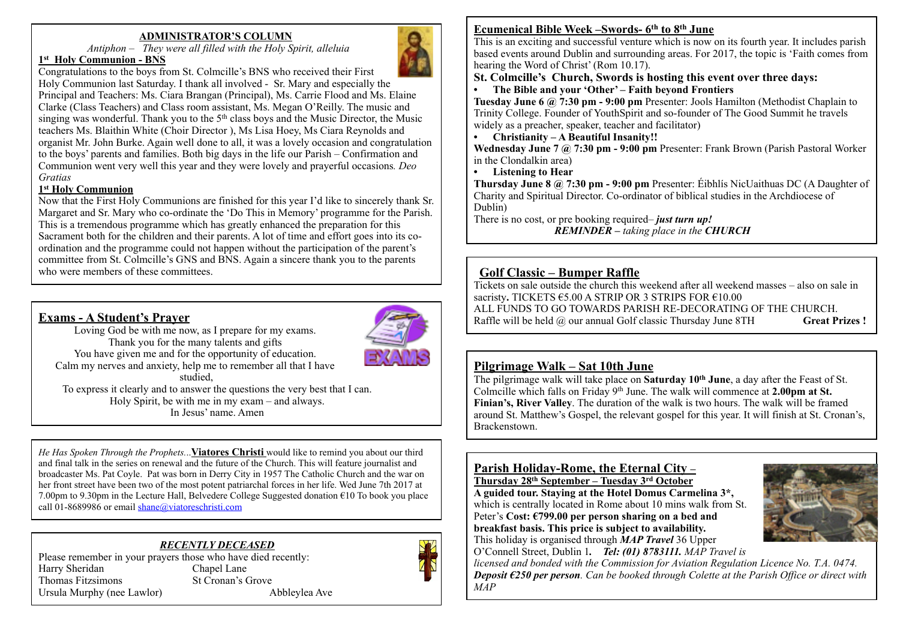## ADMINISTRATOR'S COLUMN

*Antiphon – They were all filled with the Holy Spirit, alleluia*

**1st Holy Communion - BNS**

Congratulations to the boys from St. Colmcille's BNS who received their First Holy Communion last Saturday. I thank all involved - Sr. Mary and especially the Principal and Teachers: Ms. Ciara Brangan (Principal), Ms. Carrie Flood and Ms. Elaine Clarke (Class Teachers) and Class room assistant, Ms. Megan O'Reilly. The music and singing was wonderful. Thank you to the 5th class boys and the Music Director, the Music teachers Ms. Blaithin White (Choir Director ), Ms Lisa Hoey, Ms Ciara Reynolds and organist Mr. John Burke. Again well done to all, it was a lovely occasion and congratulation to the boys' parents and families. Both big days in the life our Parish – Confirmation and Communion went very well this year and they were lovely and prayerful occasions*. Deo Gratias*

**1st Holy Communion**

Now that the First Holy Communions are finished for this year I'd like to sincerely thank Sr. Margaret and Sr. Mary who co-ordinate the 'Do This in Memory' programme for the Parish. This is a tremendous programme which has greatly enhanced the preparation for this Sacrament both for the children and their parents. A lot of time and effort goes into its co-ordination and the programme could not happen without the participation of the parent's committee from St. Colmcille's GNS and BNS. Again a sincere thank you to the parents who were members of these committees.

## Exams - A Student's Prayer

Loving God be with me now, as I prepare for my exams.
Thank you for the many talents and gifts
You have given me and for the opportunity of education.
Calm my nerves and anxiety, help me to remember all that I have studied,
To express it clearly and to answer the questions the very best that I can.
Holy Spirit, be with me in my exam – and always.
In Jesus' name. Amen

*He Has Spoken Through the Prophets...***Viatores Christi** would like to remind you about our third and final talk in the series on renewal and the future of the Church. This will feature journalist and broadcaster Ms. Pat Coyle. Pat was born in Derry City in 1957 The Catholic Church and the war on her front street have been two of the most potent patriarchal forces in her life. Wed June 7th 2017 at 7.00pm to 9.30pm in the Lecture Hall, Belvedere College Suggested donation €10 To book you place call 01-8689986 or email shane@viatoreschristi.com

## *RECENTLY DECEASED*

Please remember in your prayers those who have died recently:

| | |
|---|---|
| Harry Sheridan | Chapel Lane |
| Thomas Fitzsimons | St Cronan's Grove |
| Ursula Murphy (nee Lawlor) | Abbleylea Ave |

## Ecumenical Bible Week –Swords- 6th to 8th June

This is an exciting and successful venture which is now on its fourth year. It includes parish based events around Dublin and surrounding areas. For 2017, the topic is 'Faith comes from hearing the Word of Christ' (Rom 10.17).

**St. Colmcille's Church, Swords is hosting this event over three days:**

- **The Bible and your 'Other' – Faith beyond Frontiers**

**Tuesday June 6 @ 7:30 pm - 9:00 pm** Presenter: Jools Hamilton (Methodist Chaplain to Trinity College. Founder of YouthSpirit and so-founder of The Good Summit he travels widely as a preacher, speaker, teacher and facilitator)

- **Christianity – A Beautiful Insanity!!**

**Wednesday June 7 @ 7:30 pm - 9:00 pm** Presenter: Frank Brown (Parish Pastoral Worker in the Clondalkin area)

- **Listening to Hear**

**Thursday June 8 @ 7:30 pm - 9:00 pm** Presenter: Éibhlís NicUaithuas DC (A Daughter of Charity and Spiritual Director. Co-ordinator of biblical studies in the Archdiocese of Dublin)

There is no cost, or pre booking required– ***just turn up!***

***REMINDER –** taking place in the **CHURCH***

## Golf Classic – Bumper Raffle

Tickets on sale outside the church this weekend after all weekend masses – also on sale in sacristy**.** TICKETS €5.00 A STRIP OR 3 STRIPS FOR €10.00
ALL FUNDS TO GO TOWARDS PARISH RE-DECORATING OF THE CHURCH.
Raffle will be held @ our annual Golf classic Thursday June 8TH **Great Prizes !**

## Pilgrimage Walk – Sat 10th June

The pilgrimage walk will take place on **Saturday 10th June**, a day after the Feast of St. Colmcille which falls on Friday 9th June. The walk will commence at **2.00pm at St. Finian's, River Valley**. The duration of the walk is two hours. The walk will be framed around St. Matthew's Gospel, the relevant gospel for this year. It will finish at St. Cronan's, Brackenstown.

## Parish Holiday-Rome, the Eternal City –

**Thursday 28th September – Tuesday 3rd October**

**A guided tour. Staying at the Hotel Domus Carmelina 3\*,** which is centrally located in Rome about 10 mins walk from St. Peter's **Cost: €799.00 per person sharing on a bed and breakfast basis. This price is subject to availability.** This holiday is organised through ***MAP Travel*** 36 Upper O'Connell Street, Dublin 1**.** ***Tel: (01) 8783111.*** *MAP Travel is licensed and bonded with the Commission for Aviation Regulation Licence No. T.A. 0474.* ***Deposit €250 per person****. Can be booked through Colette at the Parish Office or direct with MAP*